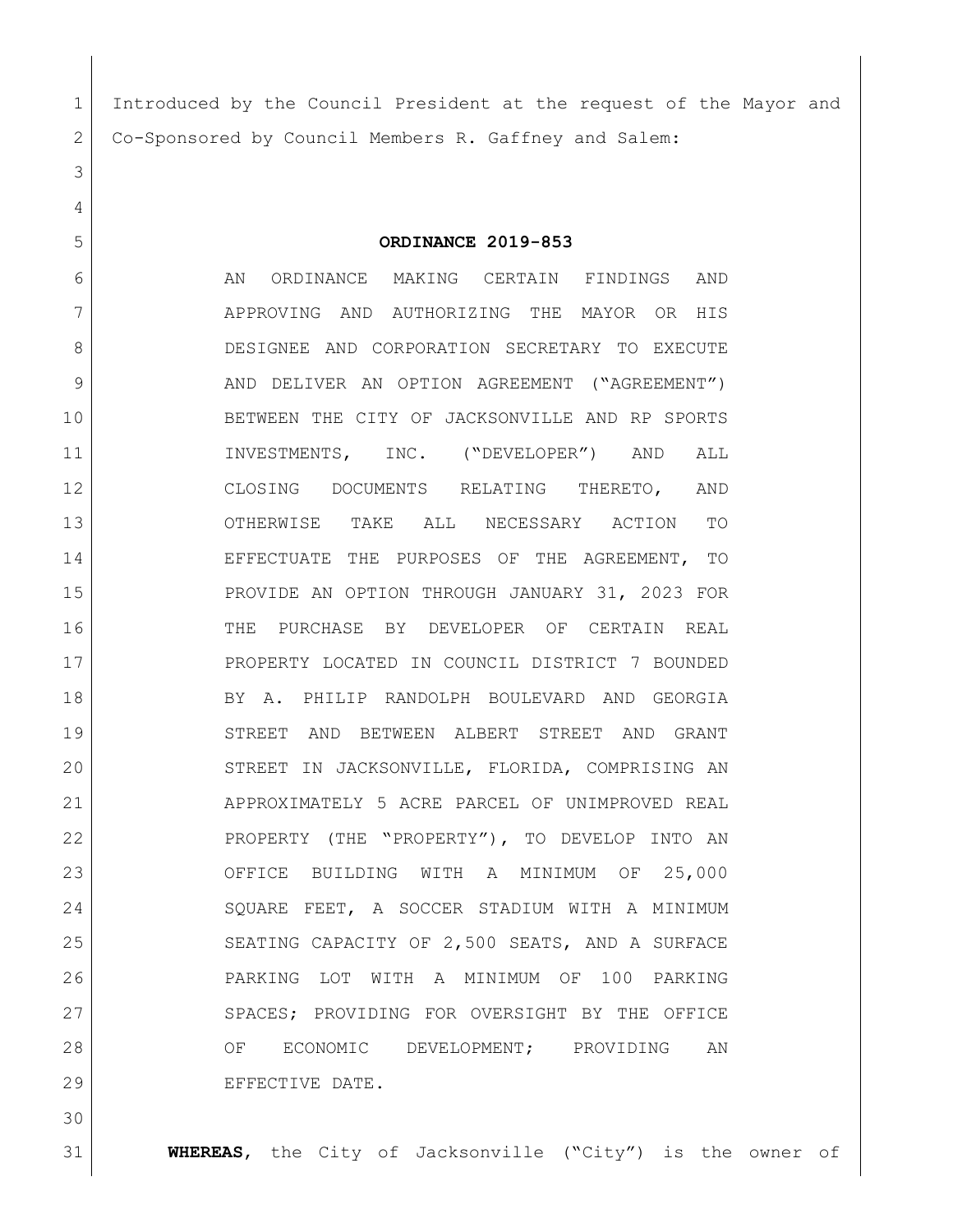Introduced by the Council President at the request of the Mayor and Co-Sponsored by Council Members R. Gaffney and Salem:

**ORDINANCE 2019-853**

AN ORDINANCE MAKING CERTAIN FINDINGS AND APPROVING AND AUTHORIZING THE MAYOR OR HIS DESIGNEE AND CORPORATION SECRETARY TO EXECUTE AND DELIVER AN OPTION AGREEMENT ("AGREEMENT") BETWEEN THE CITY OF JACKSONVILLE AND RP SPORTS INVESTMENTS, INC. ("DEVELOPER") AND ALL CLOSING DOCUMENTS RELATING THERETO, AND OTHERWISE TAKE ALL NECESSARY ACTION TO EFFECTUATE THE PURPOSES OF THE AGREEMENT, TO PROVIDE AN OPTION THROUGH JANUARY 31, 2023 FOR THE PURCHASE BY DEVELOPER OF CERTAIN REAL PROPERTY LOCATED IN COUNCIL DISTRICT 7 BOUNDED BY A. PHILIP RANDOLPH BOULEVARD AND GEORGIA STREET AND BETWEEN ALBERT STREET AND GRANT STREET IN JACKSONVILLE, FLORIDA, COMPRISING AN APPROXIMATELY 5 ACRE PARCEL OF UNIMPROVED REAL PROPERTY (THE "PROPERTY"), TO DEVELOP INTO AN OFFICE BUILDING WITH A MINIMUM OF 25,000 SQUARE FEET, A SOCCER STADIUM WITH A MINIMUM SEATING CAPACITY OF 2,500 SEATS, AND A SURFACE PARKING LOT WITH A MINIMUM OF 100 PARKING SPACES; PROVIDING FOR OVERSIGHT BY THE OFFICE OF ECONOMIC DEVELOPMENT; PROVIDING AN EFFECTIVE DATE.

**WHEREAS**, the City of Jacksonville ("City") is the owner of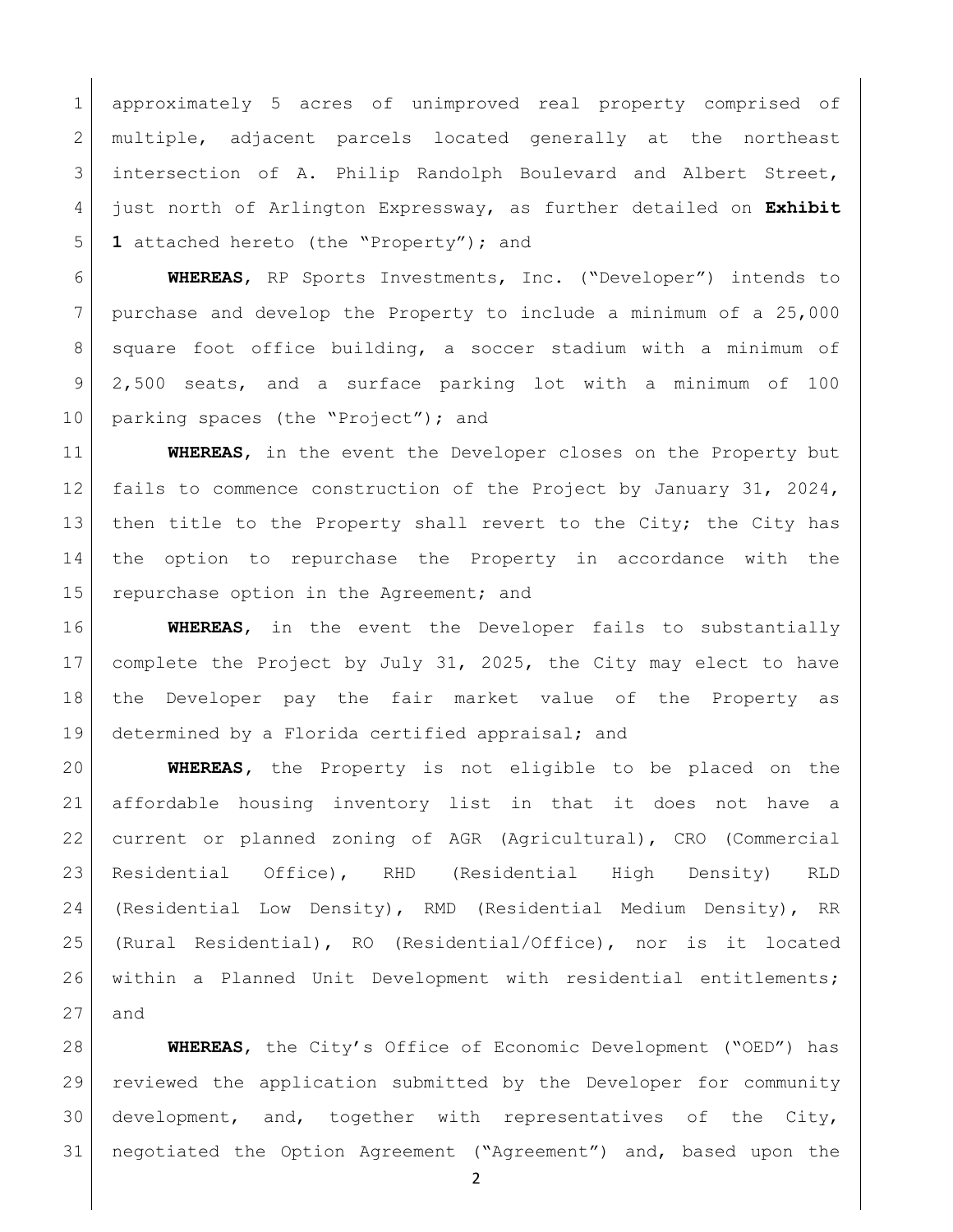approximately 5 acres of unimproved real property comprised of multiple, adjacent parcels located generally at the northeast intersection of A. Philip Randolph Boulevard and Albert Street, just north of Arlington Expressway, as further detailed on **Exhibit 1** attached hereto (the "Property"); and

**WHEREAS**, RP Sports Investments, Inc. ("Developer") intends to purchase and develop the Property to include a minimum of a 25,000 square foot office building, a soccer stadium with a minimum of 2,500 seats, and a surface parking lot with a minimum of 100 parking spaces (the "Project"); and

**WHEREAS**, in the event the Developer closes on the Property but fails to commence construction of the Project by January 31, 2024, then title to the Property shall revert to the City; the City has the option to repurchase the Property in accordance with the repurchase option in the Agreement; and

**WHEREAS**, in the event the Developer fails to substantially complete the Project by July 31, 2025, the City may elect to have the Developer pay the fair market value of the Property as determined by a Florida certified appraisal; and

**WHEREAS**, the Property is not eligible to be placed on the affordable housing inventory list in that it does not have a current or planned zoning of AGR (Agricultural), CRO (Commercial Residential Office), RHD (Residential High Density) RLD (Residential Low Density), RMD (Residential Medium Density), RR (Rural Residential), RO (Residential/Office), nor is it located within a Planned Unit Development with residential entitlements; and

**WHEREAS**, the City's Office of Economic Development ("OED") has reviewed the application submitted by the Developer for community development, and, together with representatives of the City, negotiated the Option Agreement ("Agreement") and, based upon the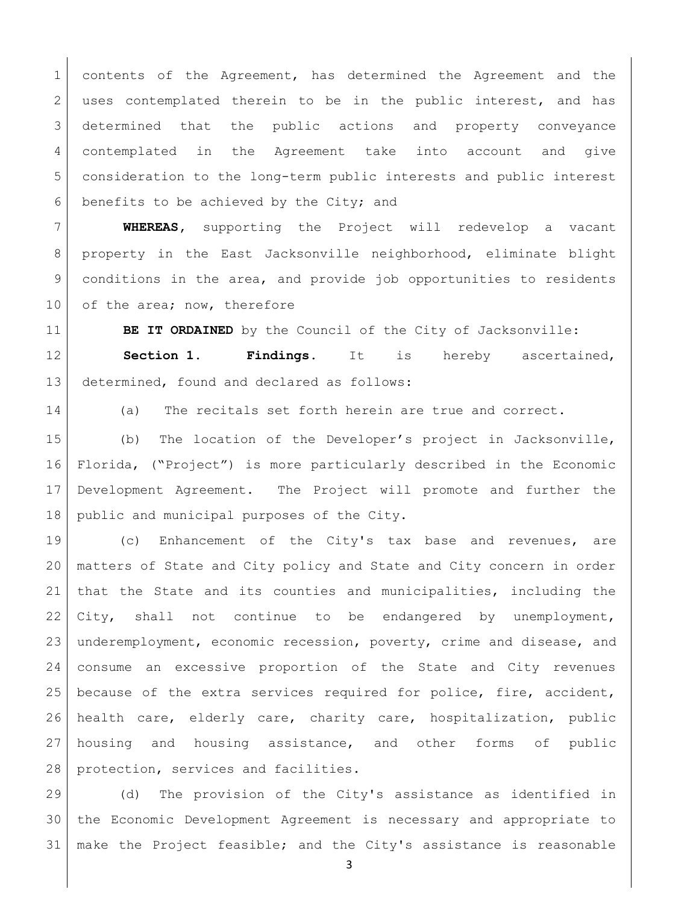contents of the Agreement, has determined the Agreement and the uses contemplated therein to be in the public interest, and has determined that the public actions and property conveyance contemplated in the Agreement take into account and give consideration to the long-term public interests and public interest benefits to be achieved by the City; and

**WHEREAS**, supporting the Project will redevelop a vacant property in the East Jacksonville neighborhood, eliminate blight conditions in the area, and provide job opportunities to residents of the area; now, therefore

**BE IT ORDAINED** by the Council of the City of Jacksonville:

**Section 1. Findings.** It is hereby ascertained, determined, found and declared as follows:

(a) The recitals set forth herein are true and correct.

(b) The location of the Developer's project in Jacksonville, Florida, ("Project") is more particularly described in the Economic Development Agreement. The Project will promote and further the public and municipal purposes of the City.

(c) Enhancement of the City's tax base and revenues, are matters of State and City policy and State and City concern in order that the State and its counties and municipalities, including the City, shall not continue to be endangered by unemployment, underemployment, economic recession, poverty, crime and disease, and consume an excessive proportion of the State and City revenues because of the extra services required for police, fire, accident, health care, elderly care, charity care, hospitalization, public housing and housing assistance, and other forms of public protection, services and facilities.

(d) The provision of the City's assistance as identified in the Economic Development Agreement is necessary and appropriate to make the Project feasible; and the City's assistance is reasonable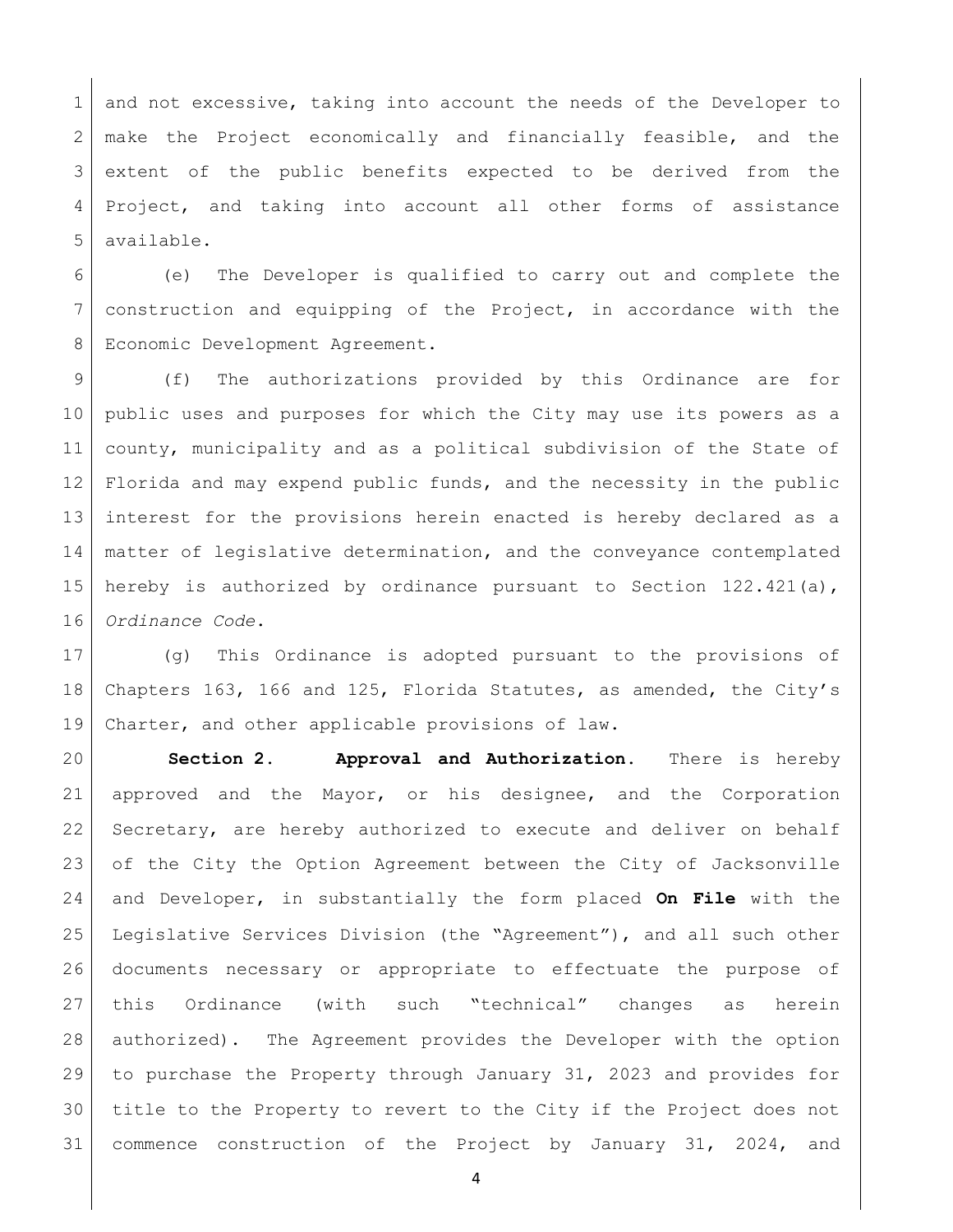and not excessive, taking into account the needs of the Developer to make the Project economically and financially feasible, and the extent of the public benefits expected to be derived from the Project, and taking into account all other forms of assistance available.

(e) The Developer is qualified to carry out and complete the construction and equipping of the Project, in accordance with the Economic Development Agreement.

(f) The authorizations provided by this Ordinance are for public uses and purposes for which the City may use its powers as a county, municipality and as a political subdivision of the State of Florida and may expend public funds, and the necessity in the public interest for the provisions herein enacted is hereby declared as a matter of legislative determination, and the conveyance contemplated hereby is authorized by ordinance pursuant to Section 122.421(a), *Ordinance Code*.

(g) This Ordinance is adopted pursuant to the provisions of Chapters 163, 166 and 125, Florida Statutes, as amended, the City's Charter, and other applicable provisions of law.

**Section 2. Approval and Authorization.** There is hereby approved and the Mayor, or his designee, and the Corporation Secretary, are hereby authorized to execute and deliver on behalf of the City the Option Agreement between the City of Jacksonville and Developer, in substantially the form placed **On File** with the Legislative Services Division (the "Agreement"), and all such other documents necessary or appropriate to effectuate the purpose of this Ordinance (with such "technical" changes as herein authorized). The Agreement provides the Developer with the option to purchase the Property through January 31, 2023 and provides for title to the Property to revert to the City if the Project does not commence construction of the Project by January 31, 2024, and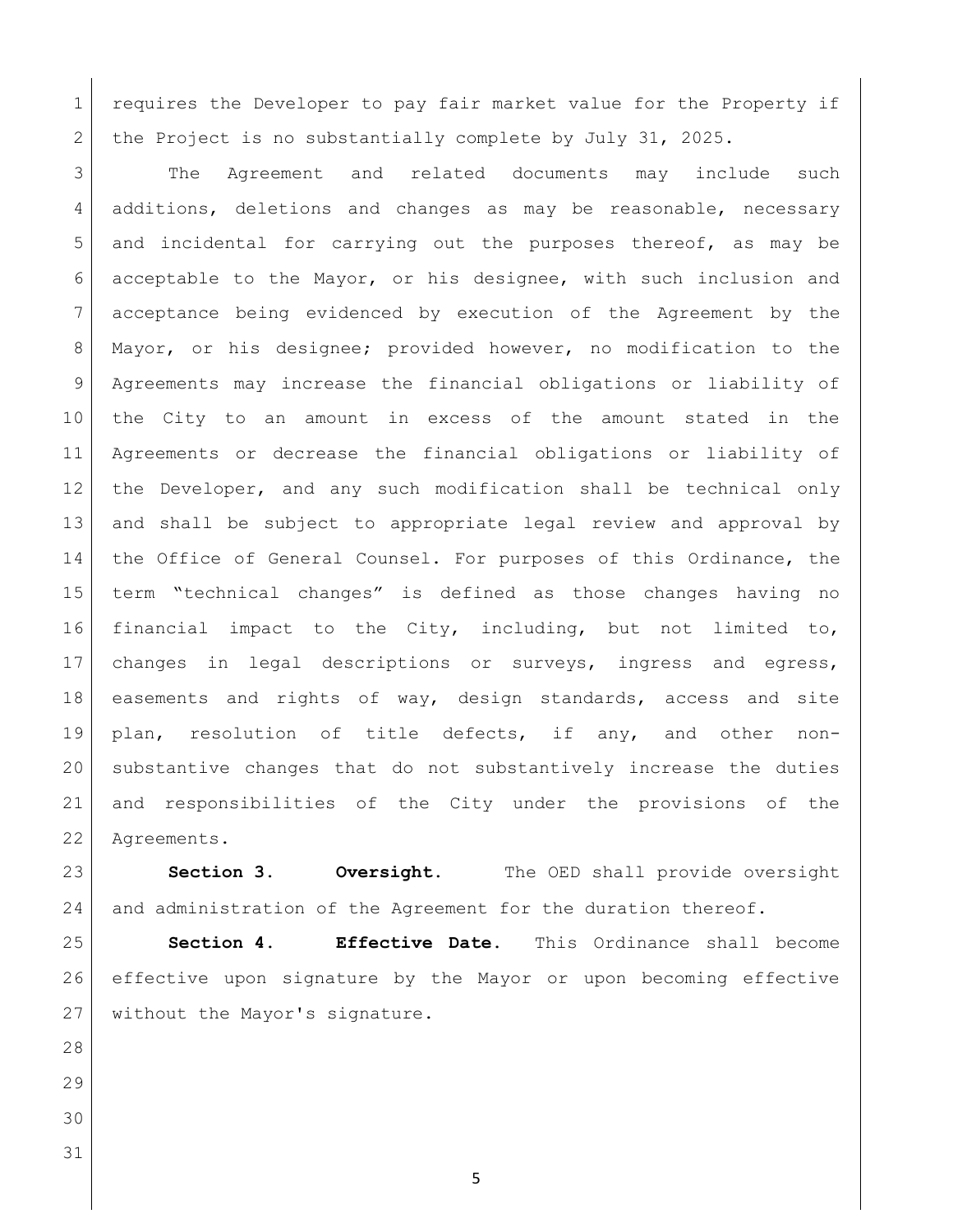requires the Developer to pay fair market value for the Property if the Project is no substantially complete by July 31, 2025.

The Agreement and related documents may include such additions, deletions and changes as may be reasonable, necessary and incidental for carrying out the purposes thereof, as may be acceptable to the Mayor, or his designee, with such inclusion and acceptance being evidenced by execution of the Agreement by the Mayor, or his designee; provided however, no modification to the Agreements may increase the financial obligations or liability of the City to an amount in excess of the amount stated in the Agreements or decrease the financial obligations or liability of the Developer, and any such modification shall be technical only and shall be subject to appropriate legal review and approval by the Office of General Counsel. For purposes of this Ordinance, the term "technical changes" is defined as those changes having no financial impact to the City, including, but not limited to, changes in legal descriptions or surveys, ingress and egress, easements and rights of way, design standards, access and site plan, resolution of title defects, if any, and other non-substantive changes that do not substantively increase the duties and responsibilities of the City under the provisions of the Agreements.

**Section 3. Oversight.** The OED shall provide oversight and administration of the Agreement for the duration thereof.

**Section 4. Effective Date.** This Ordinance shall become effective upon signature by the Mayor or upon becoming effective without the Mayor's signature.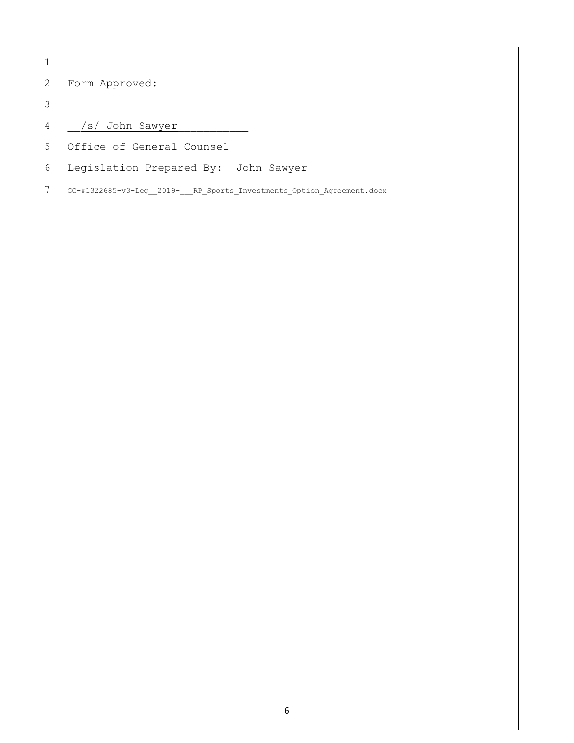Form Approved:

__/s/ John Sawyer__________

Office of General Counsel

Legislation Prepared By: John Sawyer

GC-#1322685-v3-Leg__2019-___RP_Sports_Investments_Option_Agreement.docx